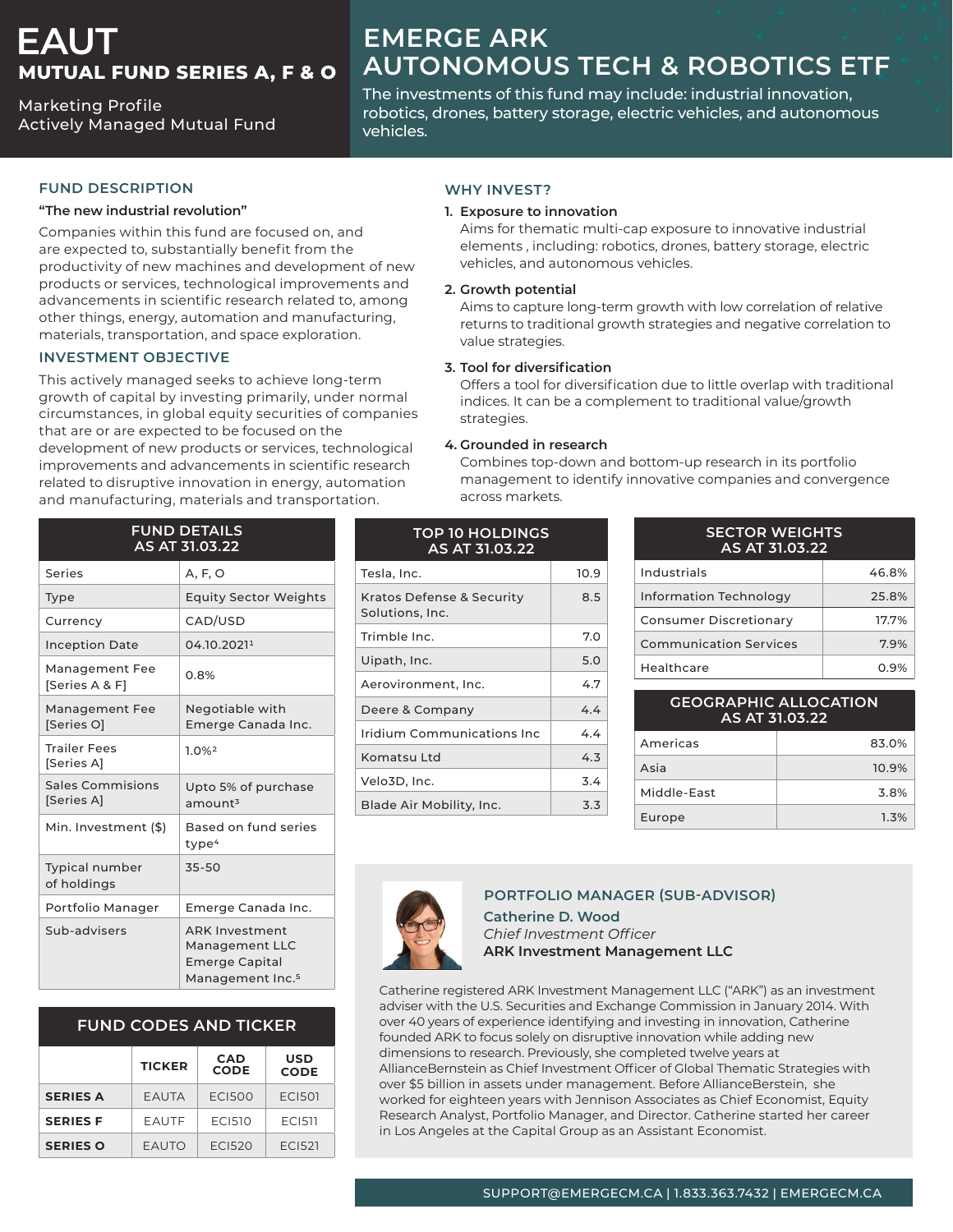# EAUT

## MUTUAL FUND SERIES A, F & O

Marketing Profile
Actively Managed Mutual Fund

# EMERGE ARK AUTONOMOUS TECH & ROBOTICS ETF

The investments of this fund may include: industrial innovation, robotics, drones, battery storage, electric vehicles, and autonomous vehicles.

## FUND DESCRIPTION

**"The new industrial revolution"**

Companies within this fund are focused on, and are expected to, substantially benefit from the productivity of new machines and development of new products or services, technological improvements and advancements in scientific research related to, among other things, energy, automation and manufacturing, materials, transportation, and space exploration.

## INVESTMENT OBJECTIVE

This actively managed seeks to achieve long-term growth of capital by investing primarily, under normal circumstances, in global equity securities of companies that are or are expected to be focused on the development of new products or services, technological improvements and advancements in scientific research related to disruptive innovation in energy, automation and manufacturing, materials and transportation.

## WHY INVEST?

1. **Exposure to innovation**
   Aims for thematic multi-cap exposure to innovative industrial elements , including: robotics, drones, battery storage, electric vehicles, and autonomous vehicles.
2. **Growth potential**
   Aims to capture long-term growth with low correlation of relative returns to traditional growth strategies and negative correlation to value strategies.
3. **Tool for diversification**
   Offers a tool for diversification due to little overlap with traditional indices. It can be a complement to traditional value/growth strategies.
4. **Grounded in research**
   Combines top-down and bottom-up research in its portfolio management to identify innovative companies and convergence across markets.

| FUND DETAILS AS AT 31.03.22 | |
|---|---|
| Series | A, F, O |
| Type | Equity Sector Weights |
| Currency | CAD/USD |
| Inception Date | 04.10.2021[1] |
| Management Fee [Series A & F] | 0.8% |
| Management Fee [Series O] | Negotiable with Emerge Canada Inc. |
| Trailer Fees [Series A] | 1.0%[2] |
| Sales Commisions [Series A] | Upto 5% of purchase amount[3] |
| Min. Investment ($) | Based on fund series type[4] |
| Typical number of holdings | 35-50 |
| Portfolio Manager | Emerge Canada Inc. |
| Sub-advisers | ARK Investment Management LLC Emerge Capital Management Inc.[5] |

| TOP 10 HOLDINGS AS AT 31.03.22 | |
|---|---|
| Tesla, Inc. | 10.9 |
| Kratos Defense & Security Solutions, Inc. | 8.5 |
| Trimble Inc. | 7.0 |
| Uipath, Inc. | 5.0 |
| Aerovironment, Inc. | 4.7 |
| Deere & Company | 4.4 |
| Iridium Communications Inc | 4.4 |
| Komatsu Ltd | 4.3 |
| Velo3D, Inc. | 3.4 |
| Blade Air Mobility, Inc. | 3.3 |

| SECTOR WEIGHTS AS AT 31.03.22 | |
|---|---|
| Industrials | 46.8% |
| Information Technology | 25.8% |
| Consumer Discretionary | 17.7% |
| Communication Services | 7.9% |
| Healthcare | 0.9% |

| GEOGRAPHIC ALLOCATION AS AT 31.03.22 | |
|---|---|
| Americas | 83.0% |
| Asia | 10.9% |
| Middle-East | 3.8% |
| Europe | 1.3% |

| FUND CODES AND TICKER | TICKER | CAD CODE | USD CODE |
|---|---|---|---|
| **SERIES A** | EAUTA | ECI500 | ECI501 |
| **SERIES F** | EAUTF | ECI510 | ECI511 |
| **SERIES O** | EAUTO | ECI520 | ECI521 |

## PORTFOLIO MANAGER (SUB-ADVISOR)

**Catherine D. Wood**
*Chief Investment Officer*
**ARK Investment Management LLC**

Catherine registered ARK Investment Management LLC ("ARK") as an investment adviser with the U.S. Securities and Exchange Commission in January 2014. With over 40 years of experience identifying and investing in innovation, Catherine founded ARK to focus solely on disruptive innovation while adding new dimensions to research. Previously, she completed twelve years at AllianceBernstein as Chief Investment Officer of Global Thematic Strategies with over $5 billion in assets under management. Before AllianceBerstein, she worked for eighteen years with Jennison Associates as Chief Economist, Equity Research Analyst, Portfolio Manager, and Director. Catherine started her career in Los Angeles at the Capital Group as an Assistant Economist.

SUPPORT@EMERGECM.CA | 1.833.363.7432 | EMERGECM.CA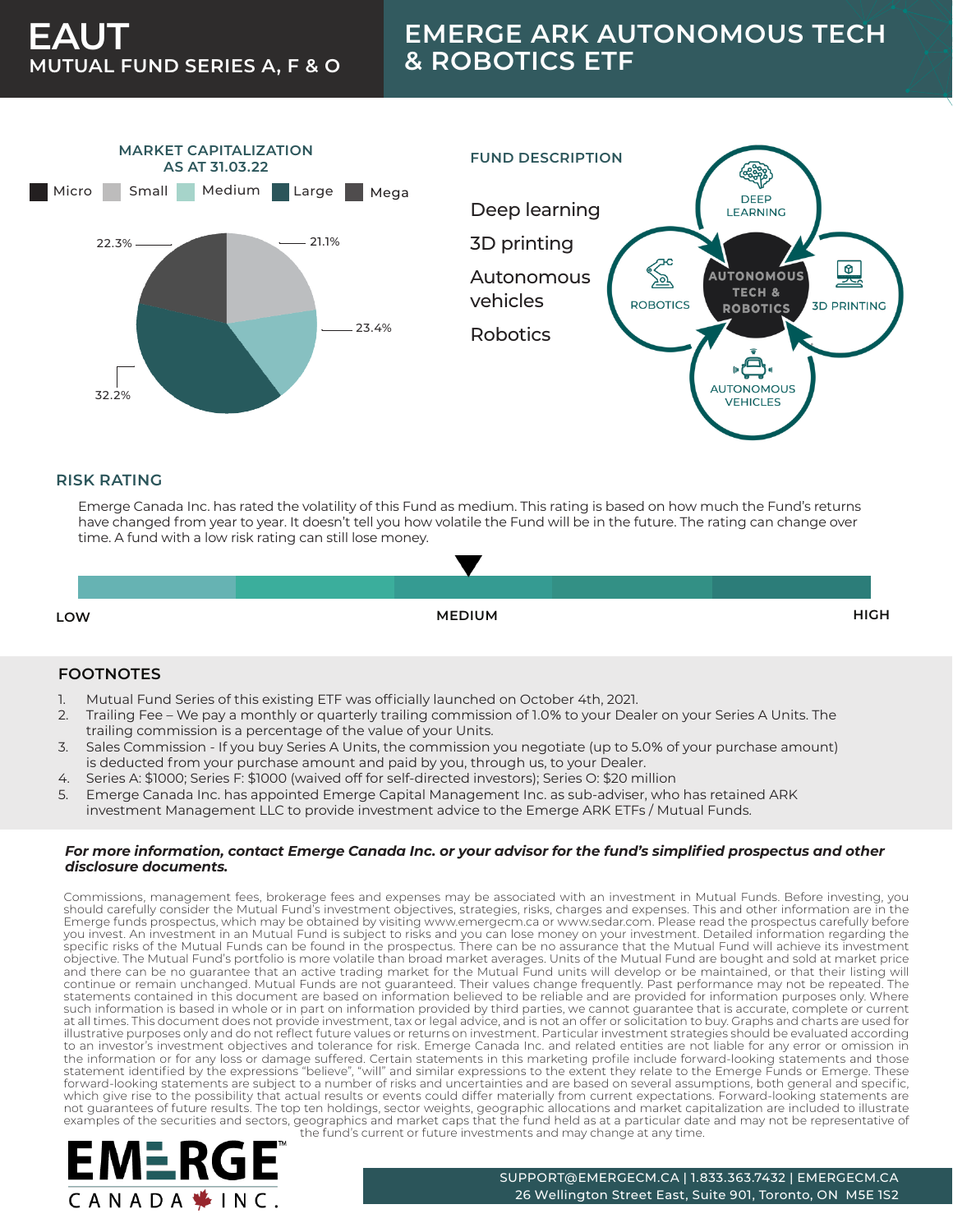# EAUT

## MUTUAL FUND SERIES A, F & O

# EMERGE ARK AUTONOMOUS TECH & ROBOTICS ETF

### MARKET CAPITALIZATION AS AT 31.03.22

Micro
Small
Medium
Large
Mega

22.3%
21.1%
23.4%
32.2%

### FUND DESCRIPTION

Deep learning

3D printing

Autonomous vehicles

Robotics

DEEP LEARNING
ROBOTICS
AUTONOMOUS TECH & ROBOTICS
3D PRINTING
AUTONOMOUS VEHICLES

### RISK RATING

Emerge Canada Inc. has rated the volatility of this Fund as medium. This rating is based on how much the Fund's returns have changed from year to year. It doesn't tell you how volatile the Fund will be in the future. The rating can change over time. A fund with a low risk rating can still lose money.

LOW
MEDIUM
HIGH

### FOOTNOTES

1. Mutual Fund Series of this existing ETF was officially launched on October 4th, 2021.
2. Trailing Fee – We pay a monthly or quarterly trailing commission of 1.0% to your Dealer on your Series A Units. The trailing commission is a percentage of the value of your Units.
3. Sales Commission - If you buy Series A Units, the commission you negotiate (up to 5.0% of your purchase amount) is deducted from your purchase amount and paid by you, through us, to your Dealer.
4. Series A: $1000; Series F: $1000 (waived off for self-directed investors); Series O: $20 million
5. Emerge Canada Inc. has appointed Emerge Capital Management Inc. as sub-adviser, who has retained ARK investment Management LLC to provide investment advice to the Emerge ARK ETFs / Mutual Funds.

***For more information, contact Emerge Canada Inc. or your advisor for the fund's simplified prospectus and other disclosure documents.***

Commissions, management fees, brokerage fees and expenses may be associated with an investment in Mutual Funds. Before investing, you should carefully consider the Mutual Fund's investment objectives, strategies, risks, charges and expenses. This and other information are in the Emerge funds prospectus, which may be obtained by visiting www.emergecm.ca or www.sedar.com. Please read the prospectus carefully before you invest. An investment in an Mutual Fund is subject to risks and you can lose money on your investment. Detailed information regarding the specific risks of the Mutual Funds can be found in the prospectus. There can be no assurance that the Mutual Fund will achieve its investment objective. The Mutual Fund's portfolio is more volatile than broad market averages. Units of the Mutual Fund are bought and sold at market price and there can be no guarantee that an active trading market for the Mutual Fund units will develop or be maintained, or that their listing will continue or remain unchanged. Mutual Funds are not guaranteed. Their values change frequently. Past performance may not be repeated. The statements contained in this document are based on information believed to be reliable and are provided for information purposes only. Where such information is based in whole or in part on information provided by third parties, we cannot guarantee that is accurate, complete or current at all times. This document does not provide investment, tax or legal advice, and is not an offer or solicitation to buy. Graphs and charts are used for illustrative purposes only and do not reflect future values or returns on investment. Particular investment strategies should be evaluated according to an investor's investment objectives and tolerance for risk. Emerge Canada Inc. and related entities are not liable for any error or omission in the information or for any loss or damage suffered. Certain statements in this marketing profile include forward-looking statements and those statement identified by the expressions "believe", "will" and similar expressions to the extent they relate to the Emerge Funds or Emerge. These forward-looking statements are subject to a number of risks and uncertainties and are based on several assumptions, both general and specific, which give rise to the possibility that actual results or events could differ materially from current expectations. Forward-looking statements are not guarantees of future results. The top ten holdings, sector weights, geographic allocations and market capitalization are included to illustrate examples of the securities and sectors, geographics and market caps that the fund held as at a particular date and may not be representative of the fund's current or future investments and may change at any time.

EMERGE CANADA INC.

SUPPORT@EMERGECM.CA | 1.833.363.7432 | EMERGECM.CA
26 Wellington Street East, Suite 901, Toronto, ON M5E 1S2